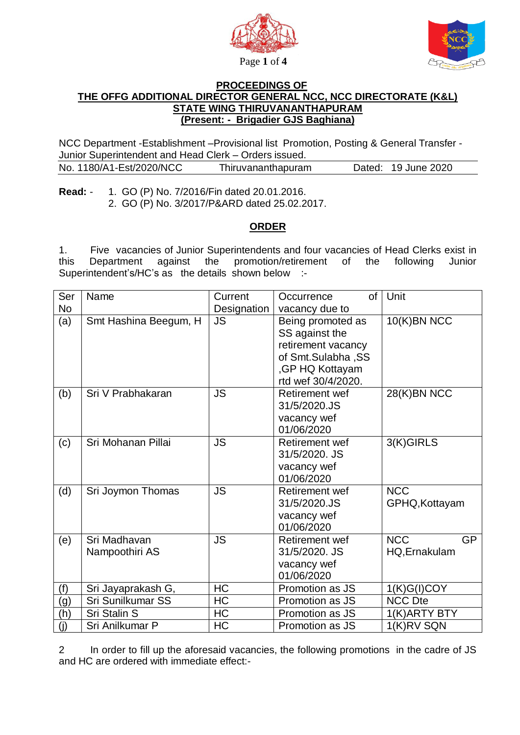**PROCEEDINGS OF**
**THE OFFG ADDITIONAL DIRECTOR GENERAL NCC, NCC DIRECTORATE (K&L)**
**STATE WING THIRUVANANTHAPURAM**
**(Present: - Brigadier GJS Baghiana)**

NCC Department -Establishment –Provisional list Promotion, Posting & General Transfer - Junior Superintendent and Head Clerk – Orders issued.

No. 1180/A1-Est/2020/NCC Thiruvananthapuram Dated: 19 June 2020

**Read:** - 1. GO (P) No. 7/2016/Fin dated 20.01.2016.
2. GO (P) No. 3/2017/P&ARD dated 25.02.2017.

**ORDER**

1. Five vacancies of Junior Superintendents and four vacancies of Head Clerks exist in this Department against the promotion/retirement of the following Junior Superintendent's/HC's as the details shown below :-

| Ser No | Name | Current Designation | Occurrence of vacancy due to | Unit |
|---|---|---|---|---|
| (a) | Smt Hashina Beegum, H | JS | Being promoted as SS against the retirement vacancy of Smt.Sulabha ,SS ,GP HQ Kottayam rtd wef 30/4/2020. | 10(K)BN NCC |
| (b) | Sri V Prabhakaran | JS | Retirement wef 31/5/2020.JS vacancy wef 01/06/2020 | 28(K)BN NCC |
| (c) | Sri Mohanan Pillai | JS | Retirement wef 31/5/2020. JS vacancy wef 01/06/2020 | 3(K)GIRLS |
| (d) | Sri Joymon Thomas | JS | Retirement wef 31/5/2020.JS vacancy wef 01/06/2020 | NCC GPHQ,Kottayam |
| (e) | Sri Madhavan Nampoothiri AS | JS | Retirement wef 31/5/2020. JS vacancy wef 01/06/2020 | NCC GP HQ,Ernakulam |
| (f) | Sri Jayaprakash G, | HC | Promotion as JS | 1(K)G(I)COY |
| (g) | Sri Sunilkumar SS | HC | Promotion as JS | NCC Dte |
| (h) | Sri Stalin S | HC | Promotion as JS | 1(K)ARTY BTY |
| (j) | Sri Anilkumar P | HC | Promotion as JS | 1(K)RV SQN |

2 In order to fill up the aforesaid vacancies, the following promotions in the cadre of JS and HC are ordered with immediate effect:-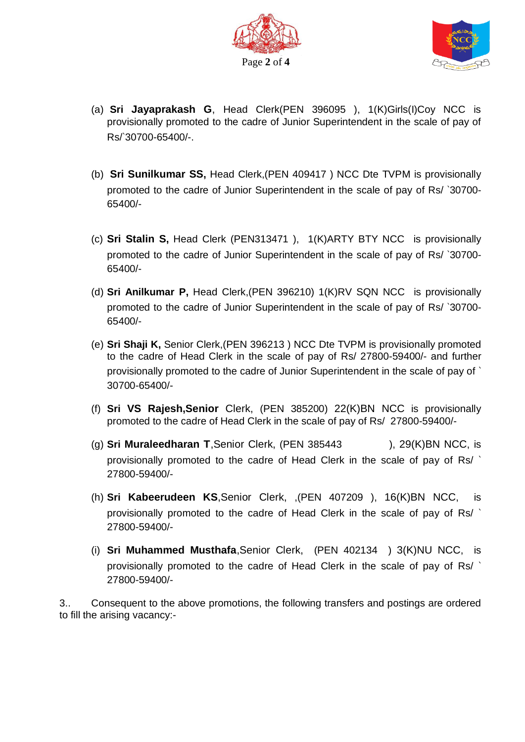(a) **Sri Jayaprakash G**, Head Clerk(PEN 396095 ), 1(K)Girls(I)Coy NCC is provisionally promoted to the cadre of Junior Superintendent in the scale of pay of Rs/`30700-65400/-.

(b) **Sri Sunilkumar SS,** Head Clerk,(PEN 409417 ) NCC Dte TVPM is provisionally promoted to the cadre of Junior Superintendent in the scale of pay of Rs/ `30700-65400/-

(c) **Sri Stalin S,** Head Clerk (PEN313471 ), 1(K)ARTY BTY NCC is provisionally promoted to the cadre of Junior Superintendent in the scale of pay of Rs/ `30700-65400/-

(d) **Sri Anilkumar P,** Head Clerk,(PEN 396210) 1(K)RV SQN NCC is provisionally promoted to the cadre of Junior Superintendent in the scale of pay of Rs/ `30700-65400/-

(e) **Sri Shaji K,** Senior Clerk,(PEN 396213 ) NCC Dte TVPM is provisionally promoted to the cadre of Head Clerk in the scale of pay of Rs/ 27800-59400/- and further provisionally promoted to the cadre of Junior Superintendent in the scale of pay of ` 30700-65400/-

(f) **Sri VS Rajesh,Senior** Clerk, (PEN 385200) 22(K)BN NCC is provisionally promoted to the cadre of Head Clerk in the scale of pay of Rs/ 27800-59400/-

(g) **Sri Muraleedharan T**,Senior Clerk, (PEN 385443 ), 29(K)BN NCC, is provisionally promoted to the cadre of Head Clerk in the scale of pay of Rs/ ` 27800-59400/-

(h) **Sri Kabeerudeen KS**,Senior Clerk, ,(PEN 407209 ), 16(K)BN NCC, is provisionally promoted to the cadre of Head Clerk in the scale of pay of Rs/ ` 27800-59400/-

(i) **Sri Muhammed Musthafa**,Senior Clerk, (PEN 402134 ) 3(K)NU NCC, is provisionally promoted to the cadre of Head Clerk in the scale of pay of Rs/ ` 27800-59400/-

3.. Consequent to the above promotions, the following transfers and postings are ordered to fill the arising vacancy:-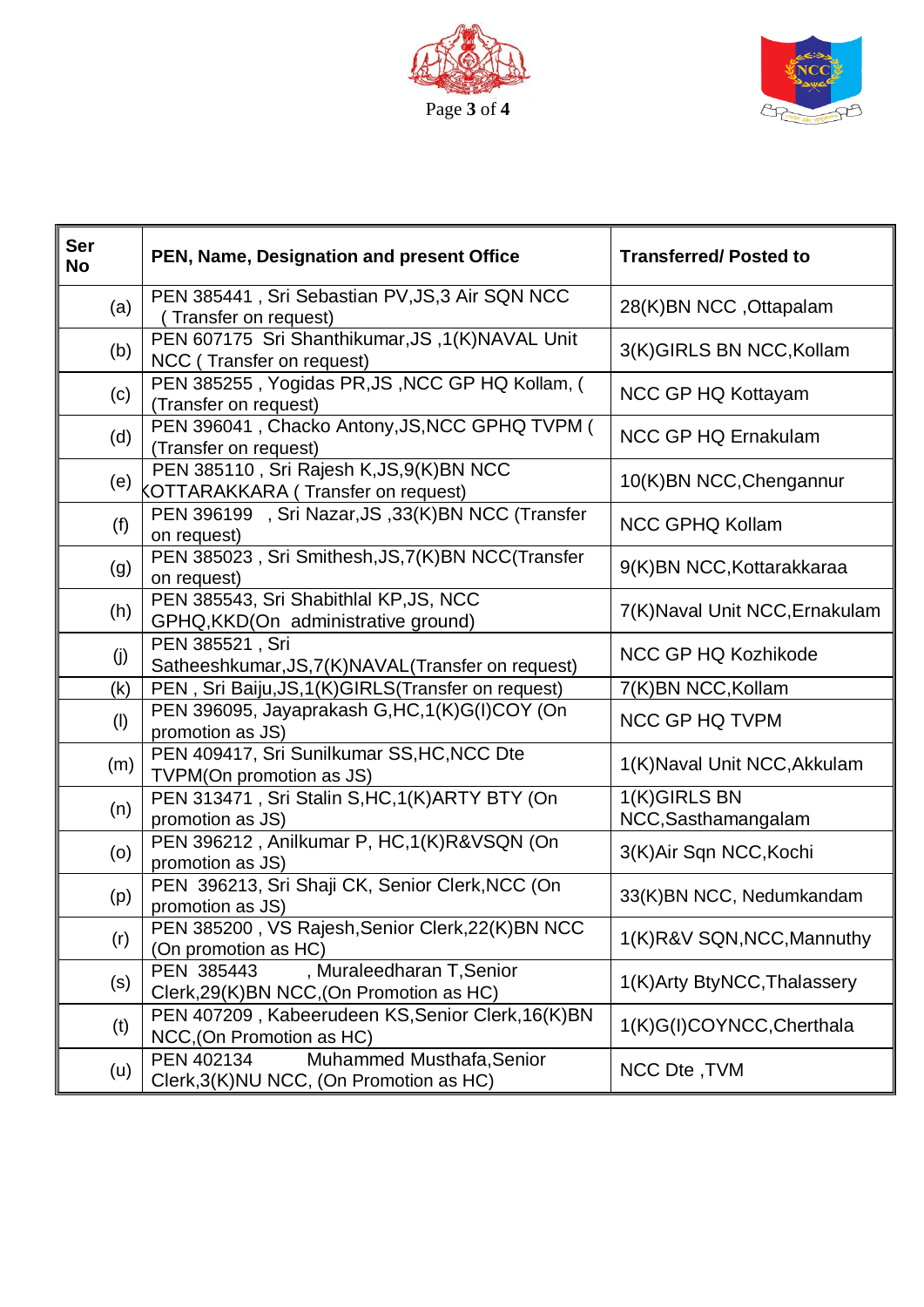| Ser No | PEN, Name, Designation and present Office | Transferred/ Posted to |
|---|---|---|
| (a) | PEN 385441 , Sri Sebastian PV,JS,3 Air SQN NCC ( Transfer on request) | 28(K)BN NCC ,Ottapalam |
| (b) | PEN 607175 Sri Shanthikumar,JS ,1(K)NAVAL Unit NCC ( Transfer on request) | 3(K)GIRLS BN NCC,Kollam |
| (c) | PEN 385255 , Yogidas PR,JS ,NCC GP HQ Kollam, ( (Transfer on request) | NCC GP HQ Kottayam |
| (d) | PEN 396041 , Chacko Antony,JS,NCC GPHQ TVPM ( (Transfer on request) | NCC GP HQ Ernakulam |
| (e) | PEN 385110 , Sri Rajesh K,JS,9(K)BN NCC KOTTARAKKARA ( Transfer on request) | 10(K)BN NCC,Chengannur |
| (f) | PEN 396199 , Sri Nazar,JS ,33(K)BN NCC (Transfer on request) | NCC GPHQ Kollam |
| (g) | PEN 385023 , Sri Smithesh,JS,7(K)BN NCC(Transfer on request) | 9(K)BN NCC,Kottarakkaraa |
| (h) | PEN 385543, Sri Shabithlal KP,JS, NCC GPHQ,KKD(On administrative ground) | 7(K)Naval Unit NCC,Ernakulam |
| (j) | PEN 385521 , Sri Satheeshkumar,JS,7(K)NAVAL(Transfer on request) | NCC GP HQ Kozhikode |
| (k) | PEN , Sri Baiju,JS,1(K)GIRLS(Transfer on request) | 7(K)BN NCC,Kollam |
| (l) | PEN 396095, Jayaprakash G,HC,1(K)G(I)COY (On promotion as JS) | NCC GP HQ TVPM |
| (m) | PEN 409417, Sri Sunilkumar SS,HC,NCC Dte TVPM(On promotion as JS) | 1(K)Naval Unit NCC,Akkulam |
| (n) | PEN 313471 , Sri Stalin S,HC,1(K)ARTY BTY (On promotion as JS) | 1(K)GIRLS BN NCC,Sasthamangalam |
| (o) | PEN 396212 , Anilkumar P, HC,1(K)R&VSQN (On promotion as JS) | 3(K)Air Sqn NCC,Kochi |
| (p) | PEN 396213, Sri Shaji CK, Senior Clerk,NCC (On promotion as JS) | 33(K)BN NCC, Nedumkandam |
| (r) | PEN 385200 , VS Rajesh,Senior Clerk,22(K)BN NCC (On promotion as HC) | 1(K)R&V SQN,NCC,Mannuthy |
| (s) | PEN 385443 , Muraleedharan T,Senior Clerk,29(K)BN NCC,(On Promotion as HC) | 1(K)Arty BtyNCC,Thalassery |
| (t) | PEN 407209 , Kabeerudeen KS,Senior Clerk,16(K)BN NCC,(On Promotion as HC) | 1(K)G(I)COYNCC,Cherthala |
| (u) | PEN 402134 Muhammed Musthafa,Senior Clerk,3(K)NU NCC, (On Promotion as HC) | NCC Dte ,TVM |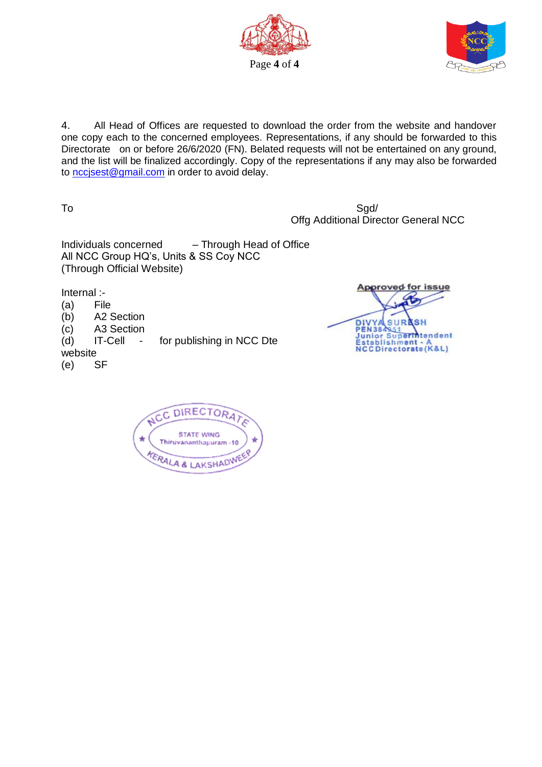4. All Head of Offices are requested to download the order from the website and handover one copy each to the concerned employees. Representations, if any should be forwarded to this Directorate on or before 26/6/2020 (FN). Belated requests will not be entertained on any ground, and the list will be finalized accordingly. Copy of the representations if any may also be forwarded to nccjsest@gmail.com in order to avoid delay.

To

Sgd/
Offg Additional Director General NCC

Individuals concerned – Through Head of Office
All NCC Group HQ's, Units & SS Coy NCC
(Through Official Website)

Internal :-
(a) File
(b) A2 Section
(c) A3 Section
(d) IT-Cell - for publishing in NCC Dte website
(e) SF

Approved for issue
DIVYA SURESH
PEN384851
Junior Superintendent
Establishment - A
NCC Directorate (K&L)

NCC DIRECTORATE
STATE WING
Thiruvananthapuram -10
KERALA & LAKSHADWEEP